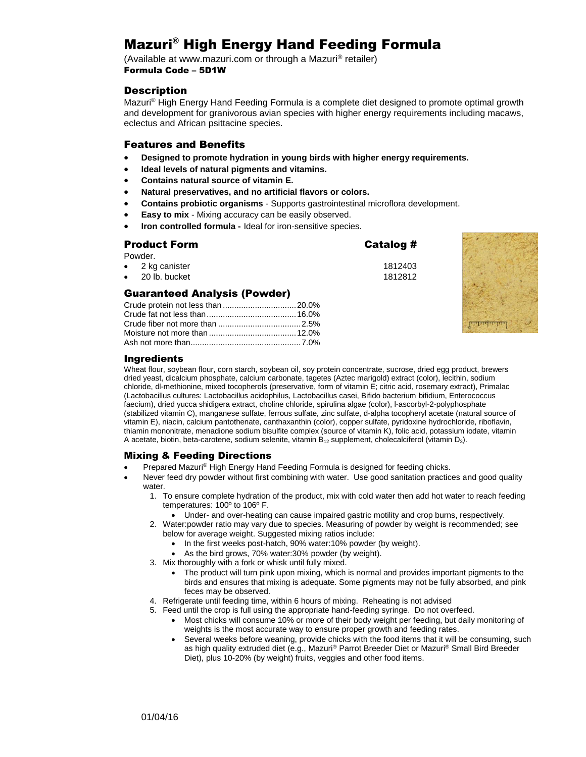# Mazuri® High Energy Hand Feeding Formula

(Available at www.mazuri.com or through a Mazuri® retailer)

**Formula Code – 5D1W**

## Description

Mazuri® High Energy Hand Feeding Formula is a complete diet designed to promote optimal growth and development for granivorous avian species with higher energy requirements including macaws, eclectus and African psittacine species.

## Features and Benefits

- **Designed to promote hydration in young birds with higher energy requirements.**
- **Ideal levels of natural pigments and vitamins.**
- **Contains natural source of vitamin E.**
- **Natural preservatives, and no artificial flavors or colors.**
- **Contains probiotic organisms** - Supports gastrointestinal microflora development.
- **Easy to mix** - Mixing accuracy can be easily observed.
- **Iron controlled formula -** Ideal for iron-sensitive species.

## Product Form

Powder.

| Product Form | Catalog # |
|---|---|
| 2 kg canister | 1812403 |
| 20 lb. bucket | 1812812 |

## Guaranteed Analysis (Powder)

| | |
|---|---|
| Crude protein not less than | 20.0% |
| Crude fat not less than | 16.0% |
| Crude fiber not more than | 2.5% |
| Moisture not more than | 12.0% |
| Ash not more than | 7.0% |

## Ingredients

Wheat flour, soybean flour, corn starch, soybean oil, soy protein concentrate, sucrose, dried egg product, brewers dried yeast, dicalcium phosphate, calcium carbonate, tagetes (Aztec marigold) extract (color), lecithin, sodium chloride, dl-methionine, mixed tocopherols (preservative, form of vitamin E; citric acid, rosemary extract), Primalac (Lactobacillus cultures: Lactobacillus acidophilus, Lactobacillus casei, Bifido bacterium bifidium, Enterococcus faecium), dried yucca shidigera extract, choline chloride, spirulina algae (color), l-ascorbyl-2-polyphosphate (stabilized vitamin C), manganese sulfate, ferrous sulfate, zinc sulfate, d-alpha tocopheryl acetate (natural source of vitamin E), niacin, calcium pantothenate, canthaxanthin (color), copper sulfate, pyridoxine hydrochloride, riboflavin, thiamin mononitrate, menadione sodium bisulfite complex (source of vitamin K), folic acid, potassium iodate, vitamin A acetate, biotin, beta-carotene, sodium selenite, vitamin $B_{12}$ supplement, cholecalciferol (vitamin $D_3$).

## Mixing & Feeding Directions

- Prepared Mazuri® High Energy Hand Feeding Formula is designed for feeding chicks.
- Never feed dry powder without first combining with water. Use good sanitation practices and good quality water.
  1. To ensure complete hydration of the product, mix with cold water then add hot water to reach feeding temperatures: 100º to 106º F.
     - Under- and over-heating can cause impaired gastric motility and crop burns, respectively.
  2. Water:powder ratio may vary due to species. Measuring of powder by weight is recommended; see below for average weight. Suggested mixing ratios include:
     - In the first weeks post-hatch, 90% water:10% powder (by weight).
     - As the bird grows, 70% water:30% powder (by weight).
  3. Mix thoroughly with a fork or whisk until fully mixed.
     - The product will turn pink upon mixing, which is normal and provides important pigments to the birds and ensures that mixing is adequate. Some pigments may not be fully absorbed, and pink feces may be observed.
  4. Refrigerate until feeding time, within 6 hours of mixing. Reheating is not advised
  5. Feed until the crop is full using the appropriate hand-feeding syringe. Do not overfeed.
     - Most chicks will consume 10% or more of their body weight per feeding, but daily monitoring of weights is the most accurate way to ensure proper growth and feeding rates.
     - Several weeks before weaning, provide chicks with the food items that it will be consuming, such as high quality extruded diet (e.g., Mazuri® Parrot Breeder Diet or Mazuri® Small Bird Breeder Diet), plus 10-20% (by weight) fruits, veggies and other food items.

01/04/16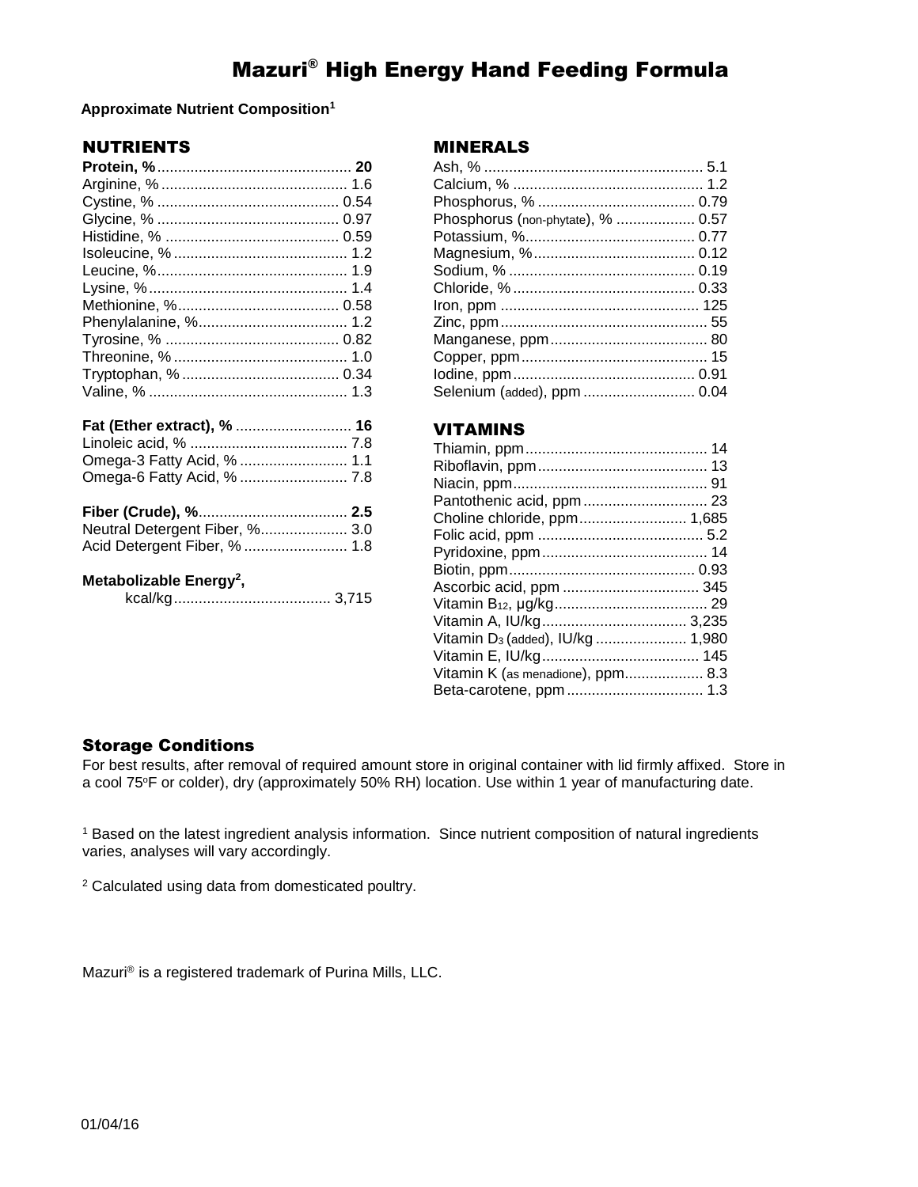# Mazuri® High Energy Hand Feeding Formula

**Approximate Nutrient Composition**[1]

## NUTRIENTS

| | |
|---|---|
| **Protein, %** | **20** |
| Arginine, % | 1.6 |
| Cystine, % | 0.54 |
| Glycine, % | 0.97 |
| Histidine, % | 0.59 |
| Isoleucine, % | 1.2 |
| Leucine, % | 1.9 |
| Lysine, % | 1.4 |
| Methionine, % | 0.58 |
| Phenylalanine, % | 1.2 |
| Tyrosine, % | 0.82 |
| Threonine, % | 1.0 |
| Tryptophan, % | 0.34 |
| Valine, % | 1.3 |

| | |
|---|---|
| **Fat (Ether extract), %** | **16** |
| Linoleic acid, % | 7.8 |
| Omega-3 Fatty Acid, % | 1.1 |
| Omega-6 Fatty Acid, % | 7.8 |

| | |
|---|---|
| **Fiber (Crude), %** | **2.5** |
| Neutral Detergent Fiber, % | 3.0 |
| Acid Detergent Fiber, % | 1.8 |

| | |
|---|---|
| **Metabolizable Energy**[2], kcal/kg | 3,715 |

## MINERALS

| | |
|---|---|
| Ash, % | 5.1 |
| Calcium, % | 1.2 |
| Phosphorus, % | 0.79 |
| Phosphorus (non-phytate), % | 0.57 |
| Potassium, % | 0.77 |
| Magnesium, % | 0.12 |
| Sodium, % | 0.19 |
| Chloride, % | 0.33 |
| Iron, ppm | 125 |
| Zinc, ppm | 55 |
| Manganese, ppm | 80 |
| Copper, ppm | 15 |
| Iodine, ppm | 0.91 |
| Selenium (added), ppm | 0.04 |

## VITAMINS

| | |
|---|---|
| Thiamin, ppm | 14 |
| Riboflavin, ppm | 13 |
| Niacin, ppm | 91 |
| Pantothenic acid, ppm | 23 |
| Choline chloride, ppm | 1,685 |
| Folic acid, ppm | 5.2 |
| Pyridoxine, ppm | 14 |
| Biotin, ppm | 0.93 |
| Ascorbic acid, ppm | 345 |
| Vitamin $B_{12}$, µg/kg | 29 |
| Vitamin A, IU/kg | 3,235 |
| Vitamin $D_3$ (added), IU/kg | 1,980 |
| Vitamin E, IU/kg | 145 |
| Vitamin K (as menadione), ppm | 8.3 |
| Beta-carotene, ppm | 1.3 |

## Storage Conditions

For best results, after removal of required amount store in original container with lid firmly affixed. Store in a cool 75°F or colder), dry (approximately 50% RH) location. Use within 1 year of manufacturing date.

[1] Based on the latest ingredient analysis information. Since nutrient composition of natural ingredients varies, analyses will vary accordingly.

[2] Calculated using data from domesticated poultry.

Mazuri® is a registered trademark of Purina Mills, LLC.

01/04/16